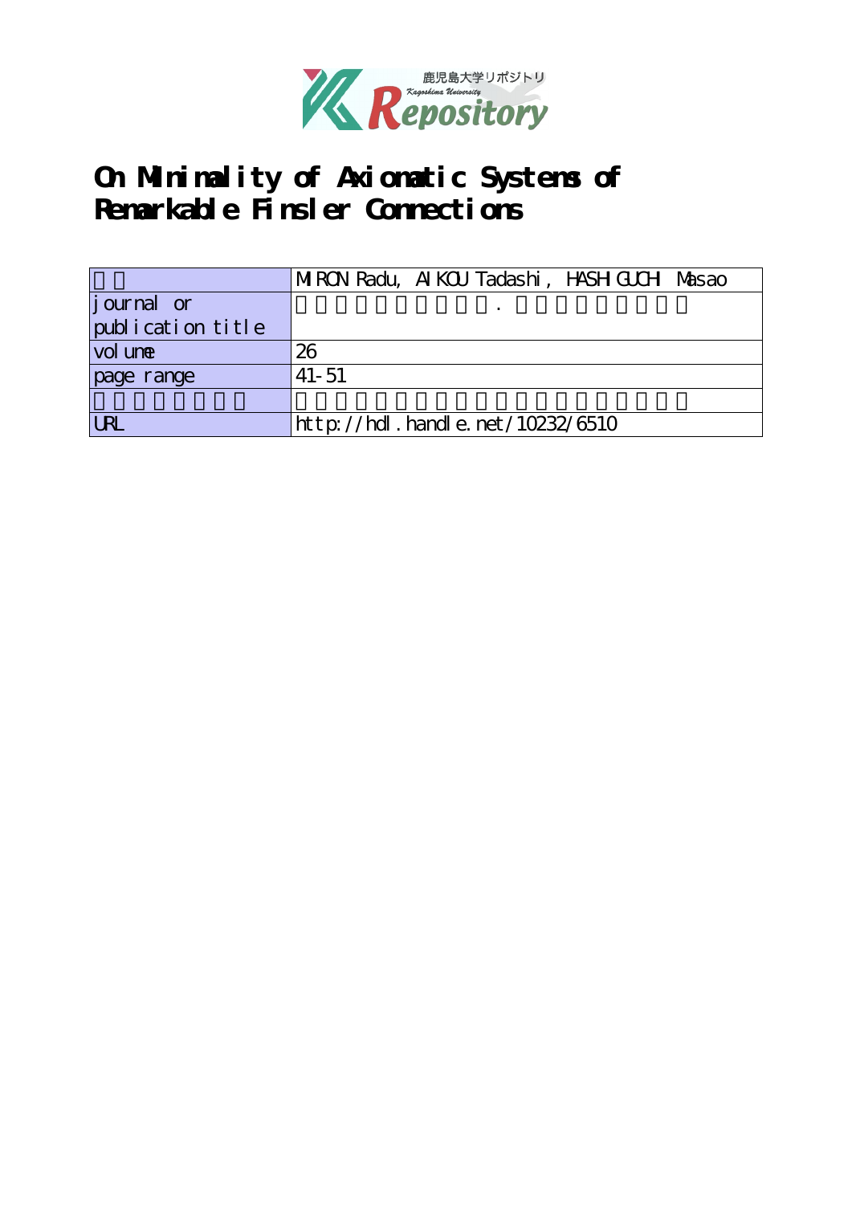鹿児島大学リポジトリ
Kagoshima University
Repository

# On Minimality of Axiomatic Systems of Remarkable Finsler Connections

| | MIRON Radu, AIKOU Tadashi, HASHIGUCHI Masao |
|---|---|
| journal or publication title | |
| volume | 26 |
| page range | 41-51 |
| | |
| URL | http://hdl.handle.net/10232/6510 |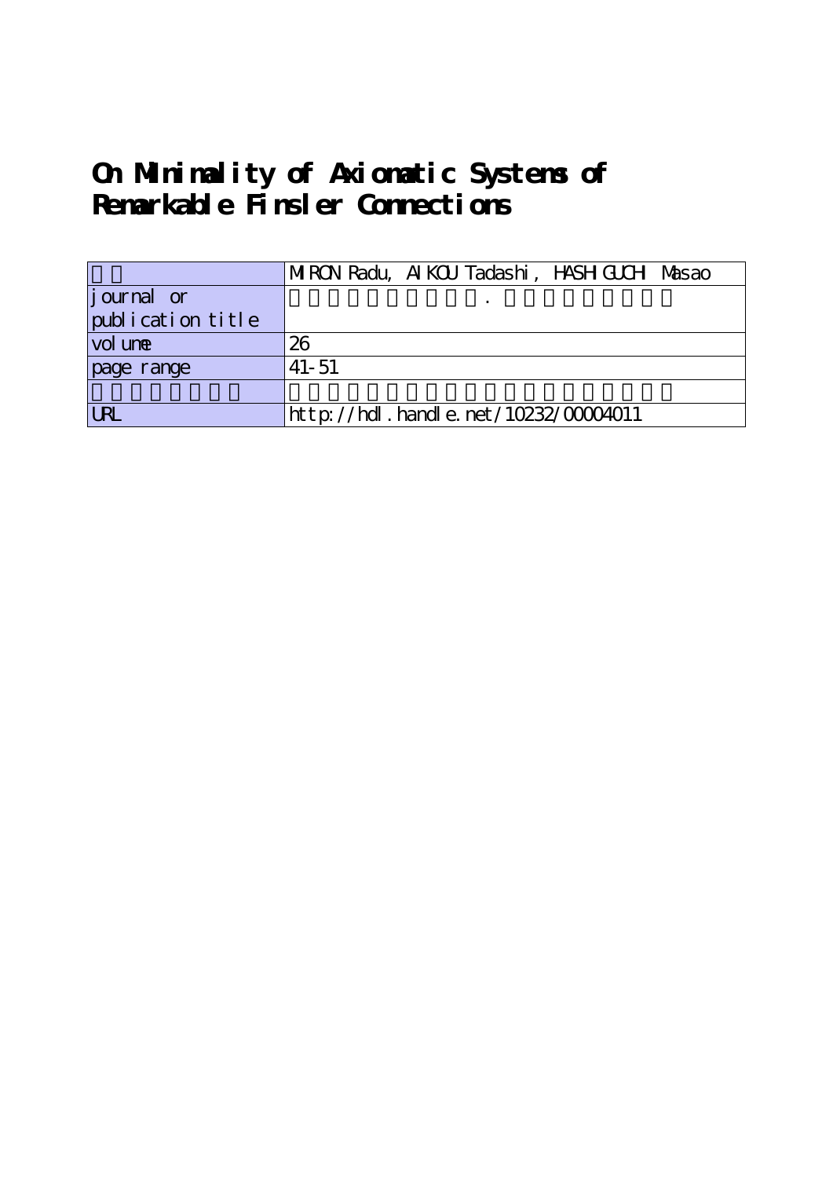# On Minimality of Axiomatic Systems of Remarkable Finsler Connections

| | |
|---|---|
| | MIRON Radu, AIKOU Tadashi, HASHIGUCHI Masao |
| journal or publication title | |
| volume | 26 |
| page range | 41-51 |
| | |
| URL | http://hdl.handle.net/10232/00004011 |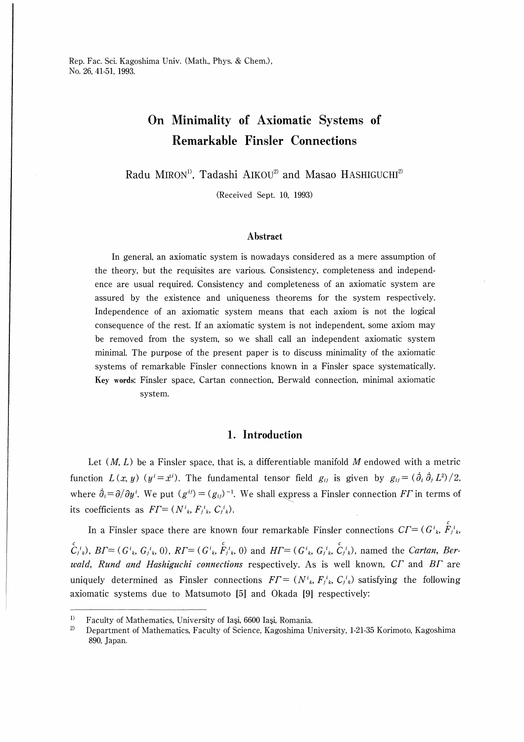Rep. Fac. Sci. Kagoshima Univ. (Math., Phys. & Chem.),
No. 26, 41-51, 1993.

# On Minimality of Axiomatic Systems of Remarkable Finsler Connections

Radu MIRON[1], Tadashi AIKOU[2] and Masao HASHIGUCHI[2]

(Received Sept. 10, 1993)

### Abstract

In general, an axiomatic system is nowadays considered as a mere assumption of the theory, but the requisites are various. Consistency, completeness and independence are usual required. Consistency and completeness of an axiomatic system are assured by the existence and uniqueness theorems for the system respectively. Independence of an axiomatic system means that each axiom is not the logical consequence of the rest. If an axiomatic system is not independent, some axiom may be removed from the system, so we shall call an independent axiomatic system minimal. The purpose of the present paper is to discuss minimality of the axiomatic systems of remarkable Finsler connections known in a Finsler space systematically.

**Key words:** Finsler space, Cartan connection, Berwald connection, minimal axiomatic system.

## 1. Introduction

Let $(M, L)$ be a Finsler space, that is, a differentiable manifold $M$ endowed with a metric function $L(x, y)$ $(y^i = \dot{x}^i)$. The fundamental tensor field $g_{ij}$ is given by $g_{ij} = (\dot{\partial}_i \dot{\partial}_j L^2)/2$, where $\dot{\partial}_i = \partial/\partial y^i$. We put $(g^{ij}) = (g_{ij})^{-1}$. We shall express a Finsler connection $F\Gamma$ in terms of its coefficients as $F\Gamma = (N^i{}_k, F_j{}^i{}_k, C_j{}^i{}_k)$.

In a Finsler space there are known four remarkable Finsler connections $C\Gamma = (G^i{}_k, \overset{c}{F}{}_j{}^i{}_k, \overset{c}{C}{}_j{}^i{}_k)$, $B\Gamma = (G^i{}_k, G_j{}^i{}_k, 0)$, $R\Gamma = (G^i{}_k, \overset{c}{F}{}_j{}^i{}_k, 0)$ and $H\Gamma = (G^i{}_k, G_j{}^i{}_k, \overset{c}{C}{}_j{}^i{}_k)$, named the *Cartan, Berwald, Rund and Hashiguchi connections* respectively. As is well known, $C\Gamma$ and $B\Gamma$ are uniquely determined as Finsler connections $F\Gamma = (N^i{}_k, F_j{}^i{}_k, C_j{}^i{}_k)$ satisfying the following axiomatic systems due to Matsumoto [5] and Okada [9] respectively:

---

[1] Faculty of Mathematics, University of Iaşi, 6600 Iaşi, Romania.

[2] Department of Mathematics, Faculty of Science, Kagoshima University, 1-21-35 Korimoto, Kagoshima 890, Japan.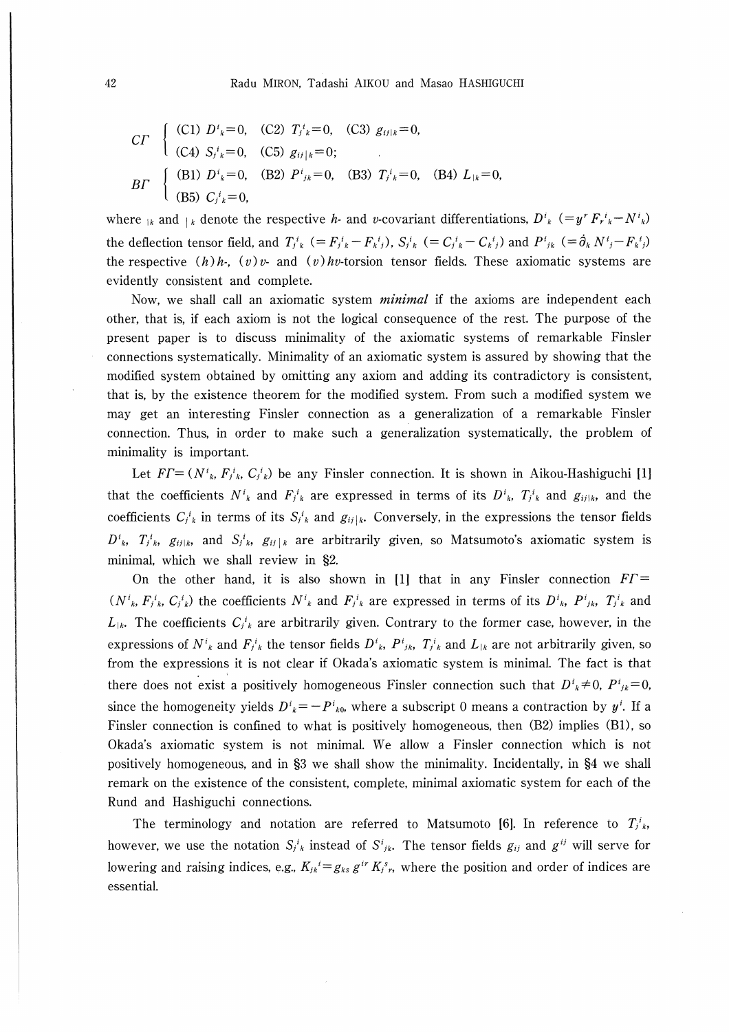$$C\Gamma \left\{ \begin{array}{lll} \text{(C1) } D^i{}_k=0, & \text{(C2) } T_j{}^i{}_k=0, & \text{(C3) } g_{ij|k}=0, \\ \text{(C4) } S_j{}^i{}_k=0, & \text{(C5) } g_{ij}|_k=0; & \end{array} \right.$$

$$B\Gamma \left\{ \begin{array}{llll} \text{(B1) } D^i{}_k=0, & \text{(B2) } P^i{}_{jk}=0, & \text{(B3) } T_j{}^i{}_k=0, & \text{(B4) } L_{|k}=0, \\ \text{(B5) } C_j{}^i{}_k=0, & & & \end{array} \right.$$

where $_{|k}$ and $|_k$ denote the respective $h$- and $v$-covariant differentiations, $D^i{}_k$ $(=y^r F_r{}^i{}_k - N^i{}_k)$ the deflection tensor field, and $T_j{}^i{}_k$ $(=F_j{}^i{}_k - F_k{}^i{}_j)$, $S_j{}^i{}_k$ $(=C_j{}^i{}_k - C_k{}^i{}_j)$ and $P^i{}_{jk}$ $(=\dot{\partial}_k N^i{}_j - F_k{}^i{}_j)$ the respective $(h)h$-, $(v)v$- and $(v)hv$-torsion tensor fields. These axiomatic systems are evidently consistent and complete.

Now, we shall call an axiomatic system *minimal* if the axioms are independent each other, that is, if each axiom is not the logical consequence of the rest. The purpose of the present paper is to discuss minimality of the axiomatic systems of remarkable Finsler connections systematically. Minimality of an axiomatic system is assured by showing that the modified system obtained by omitting any axiom and adding its contradictory is consistent, that is, by the existence theorem for the modified system. From such a modified system we may get an interesting Finsler connection as a generalization of a remarkable Finsler connection. Thus, in order to make such a generalization systematically, the problem of minimality is important.

Let $F\Gamma = (N^i{}_k, F_j{}^i{}_k, C_j{}^i{}_k)$ be any Finsler connection. It is shown in Aikou-Hashiguchi [1] that the coefficients $N^i{}_k$ and $F_j{}^i{}_k$ are expressed in terms of its $D^i{}_k$, $T_j{}^i{}_k$ and $g_{ij|k}$, and the coefficients $C_j{}^i{}_k$ in terms of its $S_j{}^i{}_k$ and $g_{ij}|_k$. Conversely, in the expressions the tensor fields $D^i{}_k$, $T_j{}^i{}_k$, $g_{ij|k}$, and $S_j{}^i{}_k$, $g_{ij}|_k$ are arbitrarily given, so Matsumoto's axiomatic system is minimal, which we shall review in §2.

On the other hand, it is also shown in [1] that in any Finsler connection $F\Gamma = (N^i{}_k, F_j{}^i{}_k, C_j{}^i{}_k)$ the coefficients $N^i{}_k$ and $F_j{}^i{}_k$ are expressed in terms of its $D^i{}_k$, $P^i{}_{jk}$, $T_j{}^i{}_k$ and $L_{|k}$. The coefficients $C_j{}^i{}_k$ are arbitrarily given. Contrary to the former case, however, in the expressions of $N^i{}_k$ and $F_j{}^i{}_k$ the tensor fields $D^i{}_k$, $P^i{}_{jk}$, $T_j{}^i{}_k$ and $L_{|k}$ are not arbitrarily given, so from the expressions it is not clear if Okada's axiomatic system is minimal. The fact is that there does not exist a positively homogeneous Finsler connection such that $D^i{}_k \neq 0$, $P^i{}_{jk}=0$, since the homogeneity yields $D^i{}_k = -P^i{}_{k0}$, where a subscript 0 means a contraction by $y^i$. If a Finsler connection is confined to what is positively homogeneous, then (B2) implies (B1), so Okada's axiomatic system is not minimal. We allow a Finsler connection which is not positively homogeneous, and in §3 we shall show the minimality. Incidentally, in §4 we shall remark on the existence of the consistent, complete, minimal axiomatic system for each of the Rund and Hashiguchi connections.

The terminology and notation are referred to Matsumoto [6]. In reference to $T_j{}^i{}_k$, however, we use the notation $S_j{}^i{}_k$ instead of $S^i{}_{jk}$. The tensor fields $g_{ij}$ and $g^{ij}$ will serve for lowering and raising indices, e.g., $K_{jk}{}^i = g_{ks}\, g^{ir} K_j{}^s{}_r$, where the position and order of indices are essential.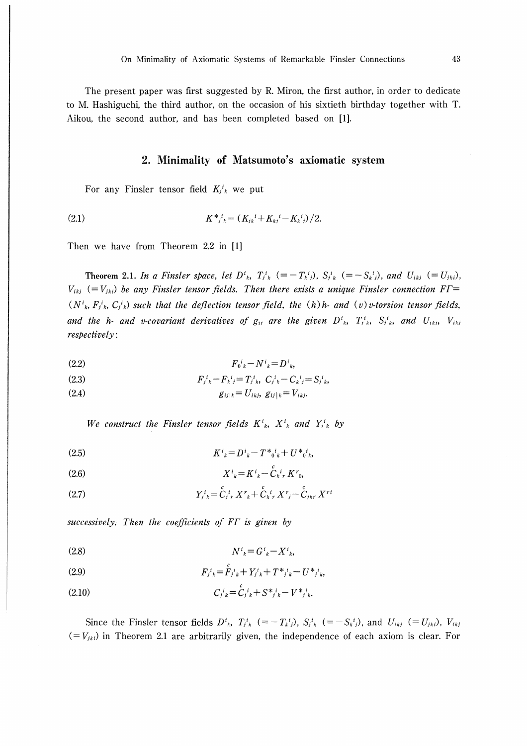The present paper was first suggested by R. Miron, the first author, in order to dedicate to M. Hashiguchi, the third author, on the occasion of his sixtieth birthday together with T. Aikou, the second author, and has been completed based on [1].

## 2. Minimality of Matsumoto's axiomatic system

For any Finsler tensor field $K_j{}^i{}_k$ we put

$$K^*{}_j{}^i{}_k = (K_{jk}{}^i + K_{kj}{}^i - K_k{}^i{}_j)/2. \tag{2.1}$$

Then we have from Theorem 2.2 in [1]

**Theorem 2.1.** *In a Finsler space, let $D^i{}_k$, $T_j{}^i{}_k$ $(=-T_k{}^i{}_j)$, $S_j{}^i{}_k$ $(=-S_k{}^i{}_j)$, and $U_{ikj}$ $(=U_{jki})$, $V_{ikj}$ $(=V_{jki})$ be any Finsler tensor fields. Then there exists a unique Finsler connection $F\Gamma=(N^i{}_k, F_j{}^i{}_k, C_j{}^i{}_k)$ such that the deflection tensor field, the (h)h- and (v)v-torsion tensor fields, and the h- and v-covariant derivatives of $g_{ij}$ are the given $D^i{}_k$, $T_j{}^i{}_k$, $S_j{}^i{}_k$, and $U_{ikj}$, $V_{ikj}$ respectively:*

$$F_0{}^i{}_k - N^i{}_k = D^i{}_k, \tag{2.2}$$

$$F_j{}^i{}_k - F_k{}^i{}_j = T_j{}^i{}_k, \quad C_j{}^i{}_k - C_k{}^i{}_j = S_j{}^i{}_k, \tag{2.3}$$

$$g_{ij|k} = U_{ikj}, \quad g_{ij}|_k = V_{ikj}. \tag{2.4}$$

*We construct the Finsler tensor fields $K^i{}_k$, $X^i{}_k$ and $Y_j{}^i{}_k$ by*

$$K^i{}_k = D^i{}_k - T^*{}_0{}^i{}_k + U^*{}_0{}^i{}_k, \tag{2.5}$$

$$X^i{}_k = K^i{}_k - \overset{c}{C}_k{}^i{}_r K^r{}_0, \tag{2.6}$$

$$Y_j{}^i{}_k = \overset{c}{C}_j{}^i{}_r X^r{}_k + \overset{c}{C}_k{}^i{}_r X^r{}_j - \overset{c}{C}_{jkr} X^{ri} \tag{2.7}$$

*successively. Then the coefficients of $F\Gamma$ is given by*

$$N^i{}_k = G^i{}_k - X^i{}_k, \tag{2.8}$$

$$F_j{}^i{}_k = \overset{c}{F}_j{}^i{}_k + Y_j{}^i{}_k + T^*{}_j{}^i{}_k - U^*{}_j{}^i{}_k, \tag{2.9}$$

$$C_j{}^i{}_k = \overset{c}{C}_j{}^i{}_k + S^*{}_j{}^i{}_k - V^*{}_j{}^i{}_k. \tag{2.10}$$

Since the Finsler tensor fields $D^i{}_k$, $T_j{}^i{}_k$ $(=-T_k{}^i{}_j)$, $S_j{}^i{}_k$ $(=-S_k{}^i{}_j)$, and $U_{ikj}$ $(=U_{jki})$, $V_{ikj}$ $(=V_{jki})$ in Theorem 2.1 are arbitrarily given, the independence of each axiom is clear. For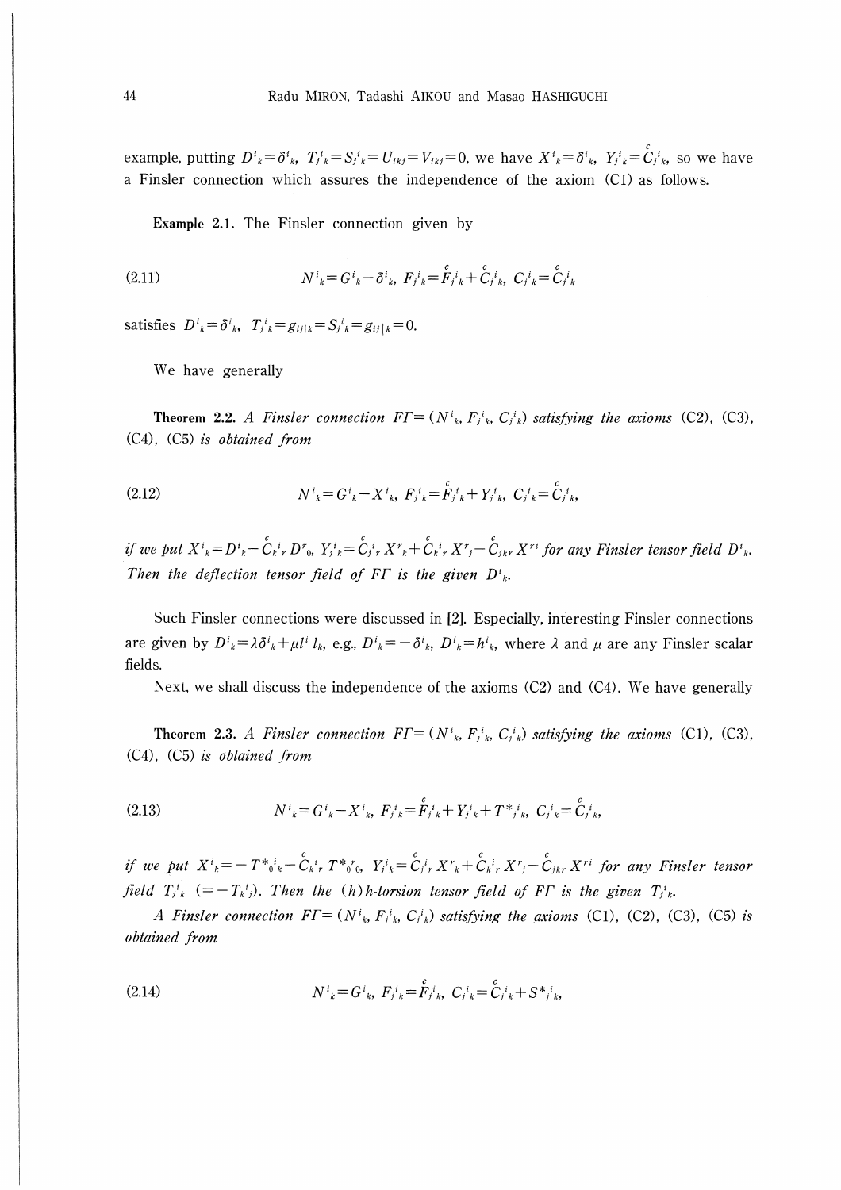example, putting $D^i{}_k=\delta^i{}_k$, $T_j{}^i{}_k=S_j{}^i{}_k=U_{ikj}=V_{ikj}=0$, we have $X^i{}_k=\delta^i{}_k$, $Y_j{}^i{}_k=\overset{c}{C}_j{}^i{}_k$, so we have a Finsler connection which assures the independence of the axiom (C1) as follows.

**Example 2.1.** The Finsler connection given by

$$N^i{}_k=G^i{}_k-\delta^i{}_k,\ F_j{}^i{}_k=\overset{c}{F}_j{}^i{}_k+\overset{c}{C}_j{}^i{}_k,\ C_j{}^i{}_k=\overset{c}{C}_j{}^i{}_k \tag{2.11}$$

satisfies $D^i{}_k=\delta^i{}_k$, $T_j{}^i{}_k=g_{ij|k}=S_j{}^i{}_k=g_{ij}|_k=0$.

We have generally

**Theorem 2.2.** *A Finsler connection $F\Gamma=(N^i{}_k, F_j{}^i{}_k, C_j{}^i{}_k)$ satisfying the axioms* (C2), (C3), (C4), (C5) *is obtained from*

$$N^i{}_k=G^i{}_k-X^i{}_k,\ F_j{}^i{}_k=\overset{c}{F}_j{}^i{}_k+Y_j{}^i{}_k,\ C_j{}^i{}_k=\overset{c}{C}_j{}^i{}_k, \tag{2.12}$$

*if we put $X^i{}_k=D^i{}_k-\overset{c}{C}_k{}^i{}_r D^r{}_0$, $Y_j{}^i{}_k=\overset{c}{C}_j{}^i{}_r X^r{}_k+\overset{c}{C}_k{}^i{}_r X^r{}_j-\overset{c}{C}_{jkr} X^{ri}$ for any Finsler tensor field $D^i{}_k$. Then the deflection tensor field of $F\Gamma$ is the given $D^i{}_k$.*

Such Finsler connections were discussed in [2]. Especially, interesting Finsler connections are given by $D^i{}_k=\lambda\delta^i{}_k+\mu l^i l_k$, e.g., $D^i{}_k=-\delta^i{}_k$, $D^i{}_k=h^i{}_k$, where $\lambda$ and $\mu$ are any Finsler scalar fields.

Next, we shall discuss the independence of the axioms (C2) and (C4). We have generally

**Theorem 2.3.** *A Finsler connection $F\Gamma=(N^i{}_k, F_j{}^i{}_k, C_j{}^i{}_k)$ satisfying the axioms* (C1), (C3), (C4), (C5) *is obtained from*

$$N^i{}_k=G^i{}_k-X^i{}_k,\ F_j{}^i{}_k=\overset{c}{F}_j{}^i{}_k+Y_j{}^i{}_k+T^*{}_j{}^i{}_k,\ C_j{}^i{}_k=\overset{c}{C}_j{}^i{}_k, \tag{2.13}$$

*if we put $X^i{}_k=-T^*{}_0{}^i{}_k+\overset{c}{C}_k{}^i{}_r T^*{}_0{}^r{}_0$, $Y_j{}^i{}_k=\overset{c}{C}_j{}^i{}_r X^r{}_k+\overset{c}{C}_k{}^i{}_r X^r{}_j-\overset{c}{C}_{jkr} X^{ri}$ for any Finsler tensor field $T_j{}^i{}_k$ $(=-T_k{}^i{}_j)$. Then the $(h)h$-torsion tensor field of $F\Gamma$ is the given $T_j{}^i{}_k$.*

*A Finsler connection $F\Gamma=(N^i{}_k, F_j{}^i{}_k, C_j{}^i{}_k)$ satisfying the axioms* (C1), (C2), (C3), (C5) *is obtained from*

$$N^i{}_k=G^i{}_k,\ F_j{}^i{}_k=\overset{c}{F}_j{}^i{}_k,\ C_j{}^i{}_k=\overset{c}{C}_j{}^i{}_k+S^*{}_j{}^i{}_k, \tag{2.14}$$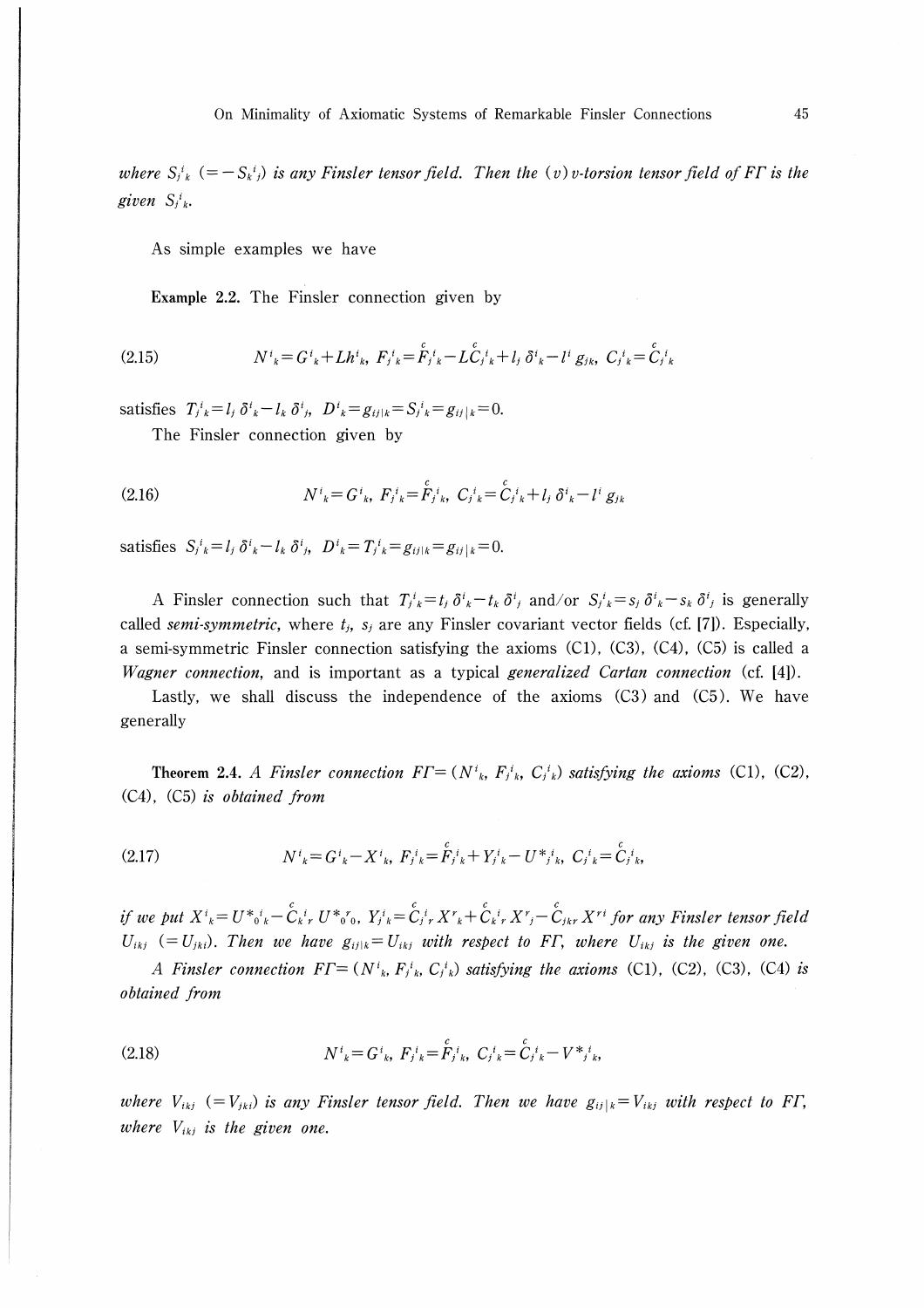*where* $S_j{}^i{}_k$ $(=-S_k{}^i{}_j)$ *is any Finsler tensor field. Then the* $(v)$ *v-torsion tensor field of* $F\Gamma$ *is the given* $S_j{}^i{}_k$.

As simple examples we have

**Example 2.2.** The Finsler connection given by

$$N^i{}_k = G^i{}_k + Lh^i{}_k,\ F_j{}^i{}_k = \overset{c}{F}_j{}^i{}_k - L\overset{c}{C}_j{}^i{}_k + l_j\,\delta^i{}_k - l^i\,g_{jk},\ C_j{}^i{}_k = \overset{c}{C}_j{}^i{}_k \tag{2.15}$$

satisfies $T_j{}^i{}_k = l_j\,\delta^i{}_k - l_k\,\delta^i{}_j$, $D^i{}_k = g_{ij|k} = S_j{}^i{}_k = g_{ij}|_k = 0$.

The Finsler connection given by

$$N^i{}_k = G^i{}_k,\ F_j{}^i{}_k = \overset{c}{F}_j{}^i{}_k,\ C_j{}^i{}_k = \overset{c}{C}_j{}^i{}_k + l_j\,\delta^i{}_k - l^i\,g_{jk} \tag{2.16}$$

satisfies $S_j{}^i{}_k = l_j\,\delta^i{}_k - l_k\,\delta^i{}_j$, $D^i{}_k = T_j{}^i{}_k = g_{ij|k} = g_{ij}|_k = 0$.

A Finsler connection such that $T_j{}^i{}_k = t_j\,\delta^i{}_k - t_k\,\delta^i{}_j$ and/or $S_j{}^i{}_k = s_j\,\delta^i{}_k - s_k\,\delta^i{}_j$ is generally called *semi-symmetric*, where $t_j$, $s_j$ are any Finsler covariant vector fields (cf. [7]). Especially, a semi-symmetric Finsler connection satisfying the axioms (C1), (C3), (C4), (C5) is called a *Wagner connection*, and is important as a typical *generalized Cartan connection* (cf. [4]).

Lastly, we shall discuss the independence of the axioms (C3) and (C5). We have generally

**Theorem 2.4.** *A Finsler connection* $F\Gamma = (N^i{}_k, F_j{}^i{}_k, C_j{}^i{}_k)$ *satisfying the axioms* (C1), (C2), (C4), (C5) *is obtained from*

$$N^i{}_k = G^i{}_k - X^i{}_k,\ F_j{}^i{}_k = \overset{c}{F}_j{}^i{}_k + Y_j{}^i{}_k - U^*{}_j{}^i{}_k,\ C_j{}^i{}_k = \overset{c}{C}_j{}^i{}_k, \tag{2.17}$$

*if we put* $X^i{}_k = U^*{}_0{}^i{}_k - \overset{c}{C}_k{}^i{}_r\,U^*{}_0{}^r{}_0$, $Y_j{}^i{}_k = \overset{c}{C}_j{}^i{}_r\,X^r{}_k + \overset{c}{C}_k{}^i{}_r\,X^r{}_j - \overset{c}{C}_{jkr}\,X^{ri}$ *for any Finsler tensor field* $U_{ikj}$ $(=U_{jki})$. *Then we have* $g_{ij|k} = U_{ikj}$ *with respect to* $F\Gamma$, *where* $U_{ikj}$ *is the given one.*

*A Finsler connection* $F\Gamma = (N^i{}_k, F_j{}^i{}_k, C_j{}^i{}_k)$ *satisfying the axioms* (C1), (C2), (C3), (C4) *is obtained from*

$$N^i{}_k = G^i{}_k,\ F_j{}^i{}_k = \overset{c}{F}_j{}^i{}_k,\ C_j{}^i{}_k = \overset{c}{C}_j{}^i{}_k - V^*{}_j{}^i{}_k, \tag{2.18}$$

*where* $V_{ikj}$ $(=V_{jki})$ *is any Finsler tensor field. Then we have* $g_{ij}|_k = V_{ikj}$ *with respect to* $F\Gamma$, *where* $V_{ikj}$ *is the given one.*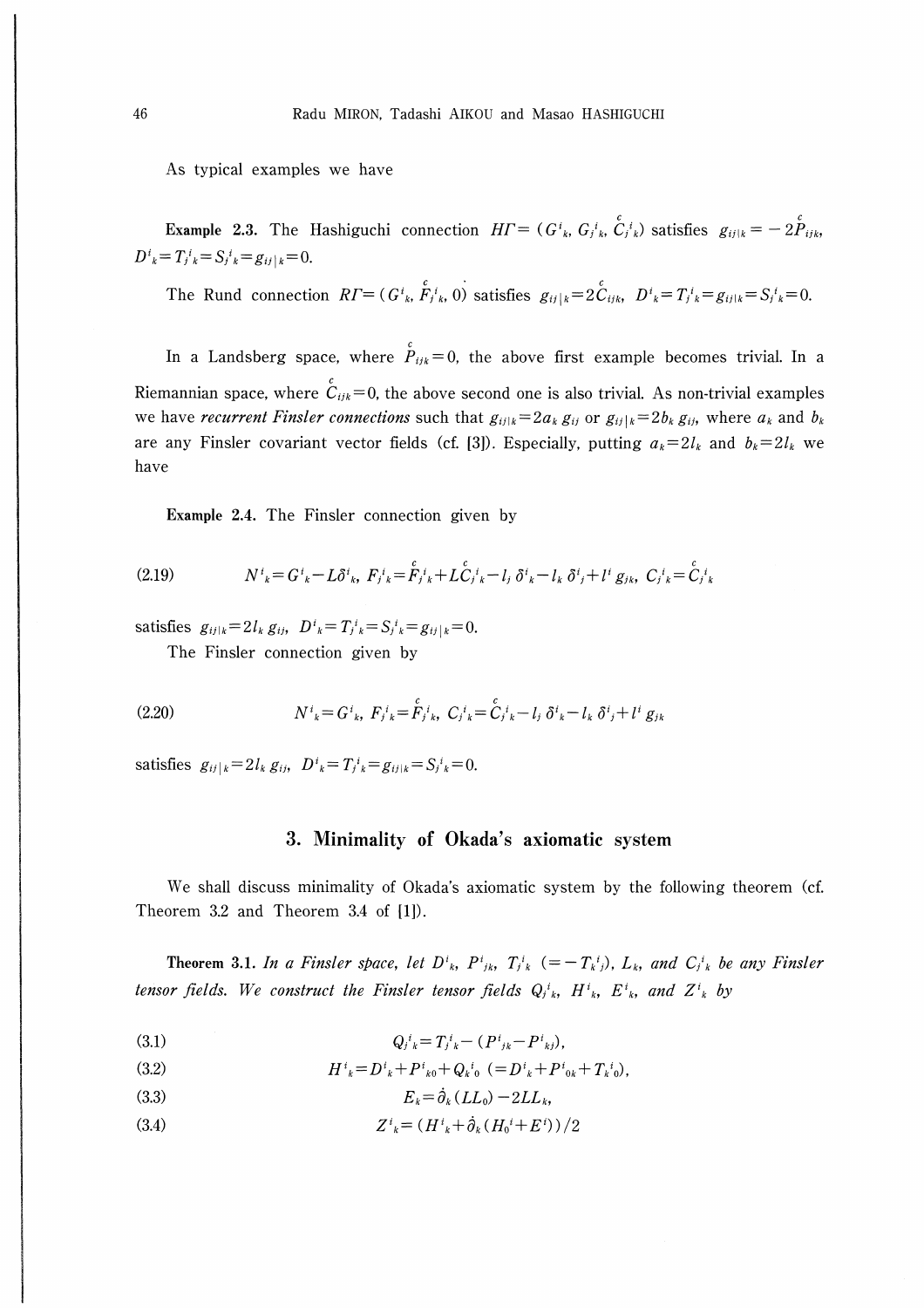As typical examples we have

**Example 2.3.** The Hashiguchi connection $H\Gamma = (G^i{}_k, G_j{}^i{}_k, \overset{c}{C}_j{}^i{}_k)$ satisfies $g_{ij|k} = -2\overset{c}{P}_{ijk}$, $D^i{}_k = T_j{}^i{}_k = S_j{}^i{}_k = g_{ij}|_k = 0$.

The Rund connection $R\Gamma = (G^i{}_k, \overset{c}{F}_j{}^i{}_k, 0)$ satisfies $g_{ij}|_k = 2\overset{c}{C}_{ijk}$, $D^i{}_k = T_j{}^i{}_k = g_{ij|k} = S_j{}^i{}_k = 0$.

In a Landsberg space, where $\overset{c}{P}_{ijk} = 0$, the above first example becomes trivial. In a Riemannian space, where $\overset{c}{C}_{ijk} = 0$, the above second one is also trivial. As non-trivial examples we have *recurrent Finsler connections* such that $g_{ij|k} = 2a_k g_{ij}$ or $g_{ij}|_k = 2b_k g_{ij}$, where $a_k$ and $b_k$ are any Finsler covariant vector fields (cf. [3]). Especially, putting $a_k = 2l_k$ and $b_k = 2l_k$ we have

**Example 2.4.** The Finsler connection given by

$$N^i{}_k = G^i{}_k - L\delta^i{}_k,\ F_j{}^i{}_k = \overset{c}{F}_j{}^i{}_k + L\overset{c}{C}_j{}^i{}_k - l_j\,\delta^i{}_k - l_k\,\delta^i{}_j + l^i\,g_{jk},\ C_j{}^i{}_k = \overset{c}{C}_j{}^i{}_k \tag{2.19}$$

satisfies $g_{ij|k} = 2l_k\,g_{ij}$, $D^i{}_k = T_j{}^i{}_k = S_j{}^i{}_k = g_{ij}|_k = 0$.

The Finsler connection given by

$$N^i{}_k = G^i{}_k,\ F_j{}^i{}_k = \overset{c}{F}_j{}^i{}_k,\ C_j{}^i{}_k = \overset{c}{C}_j{}^i{}_k - l_j\,\delta^i{}_k - l_k\,\delta^i{}_j + l^i\,g_{jk} \tag{2.20}$$

satisfies $g_{ij}|_k = 2l_k\,g_{ij}$, $D^i{}_k = T_j{}^i{}_k = g_{ij|k} = S_j{}^i{}_k = 0$.

## 3. Minimality of Okada's axiomatic system

We shall discuss minimality of Okada's axiomatic system by the following theorem (cf. Theorem 3.2 and Theorem 3.4 of [1]).

**Theorem 3.1.** *In a Finsler space, let $D^i{}_k$, $P^i{}_{jk}$, $T_j{}^i{}_k$ $(= -T_k{}^i{}_j)$, $L_k$, and $C_j{}^i{}_k$ be any Finsler tensor fields. We construct the Finsler tensor fields $Q_j{}^i{}_k$, $H^i{}_k$, $E^i{}_k$, and $Z^i{}_k$ by*

$$Q_j{}^i{}_k = T_j{}^i{}_k - (P^i{}_{jk} - P^i{}_{kj}), \tag{3.1}$$

$$H^i{}_k = D^i{}_k + P^i{}_{k0} + Q_k{}^i{}_0 \ (= D^i{}_k + P^i{}_{0k} + T_k{}^i{}_0), \tag{3.2}$$

$$E_k = \dot{\partial}_k(LL_0) - 2LL_k, \tag{3.3}$$

$$Z^i{}_k = (H^i{}_k + \dot{\partial}_k(H_0{}^i + E^i))/2 \tag{3.4}$$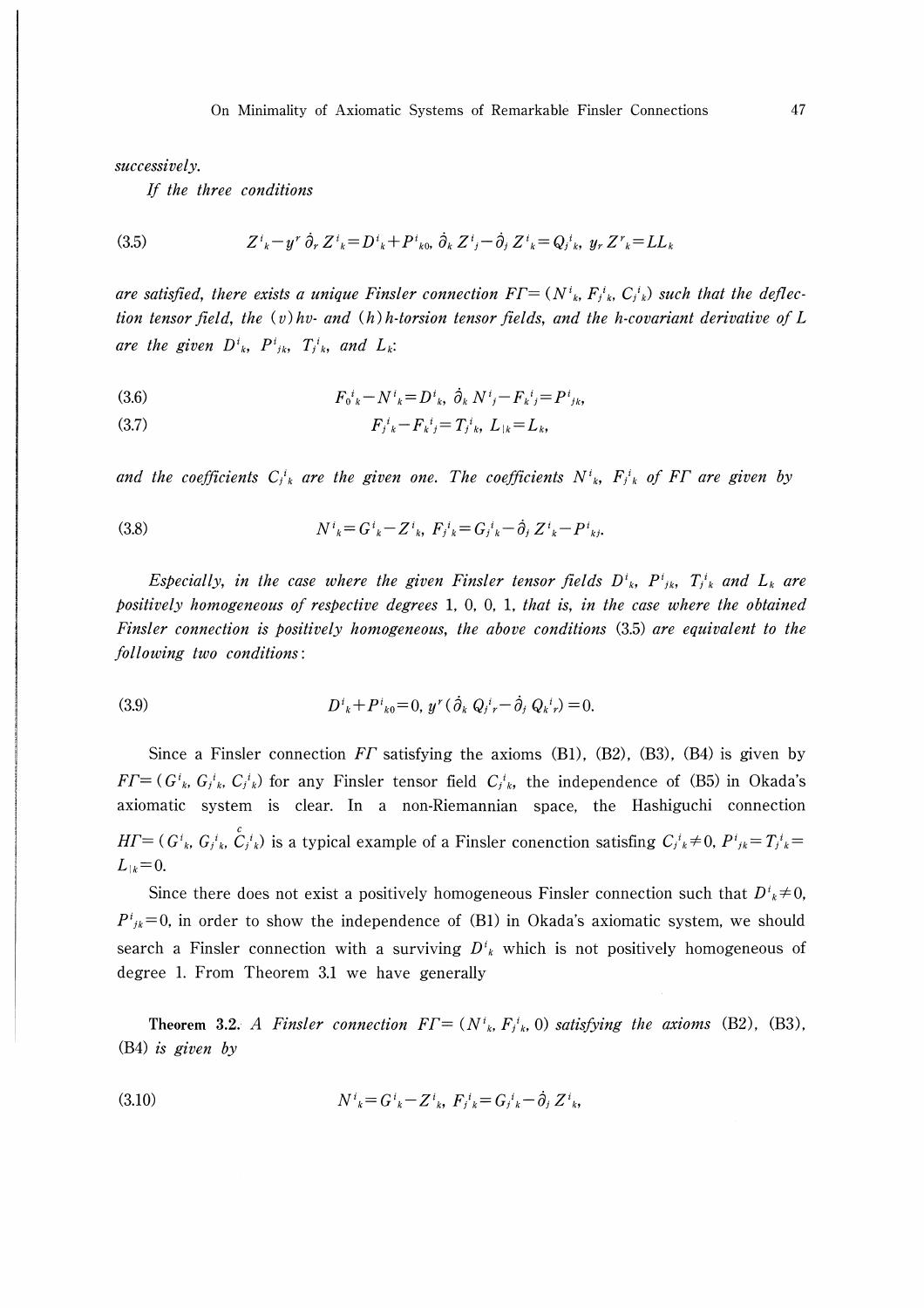*successively.*

*If the three conditions*

$$Z^i{}_k - y^r \dot{\partial}_r Z^i{}_k = D^i{}_k + P^i{}_{k0},\ \dot{\partial}_k Z^i{}_j - \dot{\partial}_j Z^i{}_k = Q_j{}^i{}_k,\ y_r Z^r{}_k = LL_k \tag{3.5}$$

*are satisfied, there exists a unique Finsler connection $F\Gamma = (N^i{}_k, F_j{}^i{}_k, C_j{}^i{}_k)$ such that the deflection tensor field, the $(v)hv$- and $(h)h$-torsion tensor fields, and the h-covariant derivative of $L$ are the given $D^i{}_k$, $P^i{}_{jk}$, $T_j{}^i{}_k$, and $L_k$:*

$$F_0{}^i{}_k - N^i{}_k = D^i{}_k,\ \dot{\partial}_k N^i{}_j - F_k{}^i{}_j = P^i{}_{jk}, \tag{3.6}$$

$$F_j{}^i{}_k - F_k{}^i{}_j = T_j{}^i{}_k,\ L_{|k} = L_k, \tag{3.7}$$

*and the coefficients $C_j{}^i{}_k$ are the given one. The coefficients $N^i{}_k$, $F_j{}^i{}_k$ of $F\Gamma$ are given by*

$$N^i{}_k = G^i{}_k - Z^i{}_k,\ F_j{}^i{}_k = G_j{}^i{}_k - \dot{\partial}_j Z^i{}_k - P^i{}_{kj}. \tag{3.8}$$

*Especially, in the case where the given Finsler tensor fields $D^i{}_k$, $P^i{}_{jk}$, $T_j{}^i{}_k$ and $L_k$ are positively homogeneous of respective degrees 1, 0, 0, 1, that is, in the case where the obtained Finsler connection is positively homogeneous, the above conditions (3.5) are equivalent to the following two conditions:*

$$D^i{}_k + P^i{}_{k0} = 0,\ y^r(\dot{\partial}_k Q_j{}^i{}_r - \dot{\partial}_j Q_k{}^i{}_r) = 0. \tag{3.9}$$

Since a Finsler connection $F\Gamma$ satisfying the axioms (B1), (B2), (B3), (B4) is given by $F\Gamma = (G^i{}_k, G_j{}^i{}_k, C_j{}^i{}_k)$ for any Finsler tensor field $C_j{}^i{}_k$, the independence of (B5) in Okada's axiomatic system is clear. In a non-Riemannian space, the Hashiguchi connection $H\Gamma = (G^i{}_k, G_j{}^i{}_k, \overset{c}{C}_j{}^i{}_k)$ is a typical example of a Finsler conenction satisfing $C_j{}^i{}_k \neq 0$, $P^i{}_{jk} = T_j{}^i{}_k = L_{|k} = 0$.

Since there does not exist a positively homogeneous Finsler connection such that $D^i{}_k \neq 0$, $P^i{}_{jk} = 0$, in order to show the independence of (B1) in Okada's axiomatic system, we should search a Finsler connection with a surviving $D^i{}_k$ which is not positively homogeneous of degree 1. From Theorem 3.1 we have generally

**Theorem 3.2.** *A Finsler connection $F\Gamma = (N^i{}_k, F_j{}^i{}_k, 0)$ satisfying the axioms* (B2), (B3), (B4) *is given by*

$$N^i{}_k = G^i{}_k - Z^i{}_k,\ F_j{}^i{}_k = G_j{}^i{}_k - \dot{\partial}_j Z^i{}_k, \tag{3.10}$$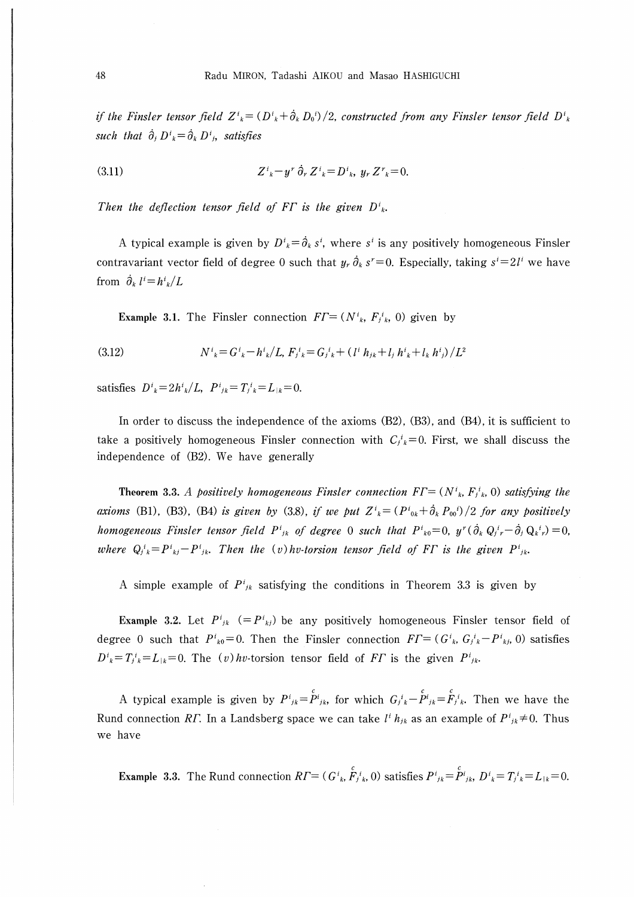*if the Finsler tensor field* $Z^i{}_k = (D^i{}_k + \dot{\partial}_k D_0{}^i)/2$, *constructed from any Finsler tensor field* $D^i{}_k$ *such that* $\dot{\partial}_j D^i{}_k = \dot{\partial}_k D^i{}_j$, *satisfies*

$$Z^i{}_k - y^r \dot{\partial}_r Z^i{}_k = D^i{}_k, \quad y_r Z^r{}_k = 0. \tag{3.11}$$

*Then the deflection tensor field of* $F\Gamma$ *is the given* $D^i{}_k$.

A typical example is given by $D^i{}_k = \dot{\partial}_k s^i$, where $s^i$ is any positively homogeneous Finsler contravariant vector field of degree 0 such that $y_r \dot{\partial}_k s^r = 0$. Especially, taking $s^i = 2l^i$ we have from $\dot{\partial}_k l^i = h^i{}_k / L$

**Example 3.1.** The Finsler connection $F\Gamma = (N^i{}_k, F_j{}^i{}_k, 0)$ given by

$$N^i{}_k = G^i{}_k - h^i{}_k / L, \; F_j{}^i{}_k = G_j{}^i{}_k + (l^i h_{jk} + l_j h^i{}_k + l_k h^i{}_j)/L^2 \tag{3.12}$$

satisfies $D^i{}_k = 2h^i{}_k / L$, $P^i{}_{jk} = T_j{}^i{}_k = L_{|k} = 0$.

In order to discuss the independence of the axioms (B2), (B3), and (B4), it is sufficient to take a positively homogeneous Finsler connection with $C_j{}^i{}_k = 0$. First, we shall discuss the independence of (B2). We have generally

**Theorem 3.3.** *A positively homogeneous Finsler connection* $F\Gamma = (N^i{}_k, F_j{}^i{}_k, 0)$ *satisfying the axioms* (B1), (B3), (B4) *is given by* (3.8), *if we put* $Z^i{}_k = (P^i{}_{0k} + \dot{\partial}_k P_{00}{}^i)/2$ *for any positively homogeneous Finsler tensor field* $P^i{}_{jk}$ *of degree* 0 *such that* $P^i{}_{k0} = 0$, $y^r(\dot{\partial}_k Q_j{}^i{}_r - \dot{\partial}_j Q_k{}^i{}_r) = 0$, *where* $Q_j{}^i{}_k = P^i{}_{kj} - P^i{}_{jk}$. *Then the* $(v)hv$*-torsion tensor field of* $F\Gamma$ *is the given* $P^i{}_{jk}$.

A simple example of $P^i{}_{jk}$ satisfying the conditions in Theorem 3.3 is given by

**Example 3.2.** Let $P^i{}_{jk}$ $(= P^i{}_{kj})$ be any positively homogeneous Finsler tensor field of degree 0 such that $P^i{}_{k0} = 0$. Then the Finsler connection $F\Gamma = (G^i{}_k, G_j{}^i{}_k - P^i{}_{kj}, 0)$ satisfies $D^i{}_k = T_j{}^i{}_k = L_{|k} = 0$. The $(v)hv$-torsion tensor field of $F\Gamma$ is the given $P^i{}_{jk}$.

A typical example is given by $P^i{}_{jk} = \overset{c}{P}{}^i{}_{jk}$, for which $G_j{}^i{}_k - \overset{c}{P}{}^i{}_{jk} = \overset{c}{F}{}_j{}^i{}_k$. Then we have the Rund connection $R\Gamma$. In a Landsberg space we can take $l^i h_{jk}$ as an example of $P^i{}_{jk} \neq 0$. Thus we have

**Example 3.3.** The Rund connection $R\Gamma = (G^i{}_k, \overset{c}{F}{}_j{}^i{}_k, 0)$ satisfies $P^i{}_{jk} = \overset{c}{P}{}^i{}_{jk}$, $D^i{}_k = T_j{}^i{}_k = L_{|k} = 0$.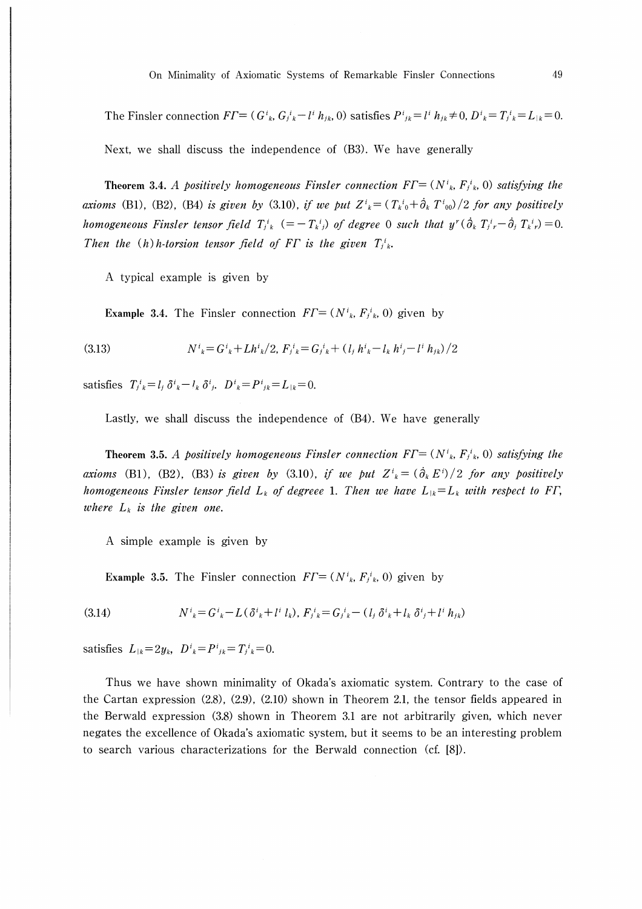The Finsler connection $F\Gamma = (G^i{}_k, G_j{}^i{}_k - l^i h_{jk}, 0)$ satisfies $P^i{}_{jk} = l^i h_{jk} \neq 0$, $D^i{}_k = T_j{}^i{}_k = L_{|k} = 0$.

Next, we shall discuss the independence of (B3). We have generally

**Theorem 3.4.** *A positively homogeneous Finsler connection $F\Gamma = (N^i{}_k, F_j{}^i{}_k, 0)$ satisfying the axioms* (B1), (B2), (B4) *is given by* (3.10), *if we put $Z^i{}_k = (T_k{}^i{}_0 + \dot{\partial}_k T^i{}_{00})/2$ for any positively homogeneous Finsler tensor field $T_j{}^i{}_k$ $(= -T_k{}^i{}_j)$ of degree 0 such that $y^r(\dot{\partial}_k T_j{}^i{}_r - \dot{\partial}_j T_k{}^i{}_r) = 0$. Then the* (*h*)*h-torsion tensor field of $F\Gamma$ is the given $T_j{}^i{}_k$.*

A typical example is given by

**Example 3.4.** The Finsler connection $F\Gamma = (N^i{}_k, F_j{}^i{}_k, 0)$ given by

$$N^i{}_k = G^i{}_k + Lh^i{}_k/2, \; F_j{}^i{}_k = G_j{}^i{}_k + (l_j h^i{}_k - l_k h^i{}_j - l^i h_{jk})/2 \tag{3.13}$$

satisfies $T_j{}^i{}_k = l_j \delta^i{}_k - l_k \delta^i{}_j$. $D^i{}_k = P^i{}_{jk} = L_{|k} = 0$.

Lastly, we shall discuss the independence of (B4). We have generally

**Theorem 3.5.** *A positively homogeneous Finsler connection $F\Gamma = (N^i{}_k, F_j{}^i{}_k, 0)$ satisfying the axioms* (B1), (B2), (B3) *is given by* (3.10), *if we put $Z^i{}_k = (\dot{\partial}_k E^i)/2$ for any positively homogeneous Finsler tensor field $L_k$ of degreee* 1. *Then we have $L_{|k} = L_k$ with respect to $F\Gamma$, where $L_k$ is the given one.*

A simple example is given by

**Example 3.5.** The Finsler connection $F\Gamma = (N^i{}_k, F_j{}^i{}_k, 0)$ given by

$$N^i{}_k = G^i{}_k - L(\delta^i{}_k + l^i l_k), \; F_j{}^i{}_k = G_j{}^i{}_k - (l_j \delta^i{}_k + l_k \delta^i{}_j + l^i h_{jk}) \tag{3.14}$$

satisfies $L_{|k} = 2y_k$, $D^i{}_k = P^i{}_{jk} = T_j{}^i{}_k = 0$.

Thus we have shown minimality of Okada's axiomatic system. Contrary to the case of the Cartan expression (2.8), (2.9), (2.10) shown in Theorem 2.1, the tensor fields appeared in the Berwald expression (3.8) shown in Theorem 3.1 are not arbitrarily given, which never negates the excellence of Okada's axiomatic system, but it seems to be an interesting problem to search various characterizations for the Berwald connection (cf. [8]).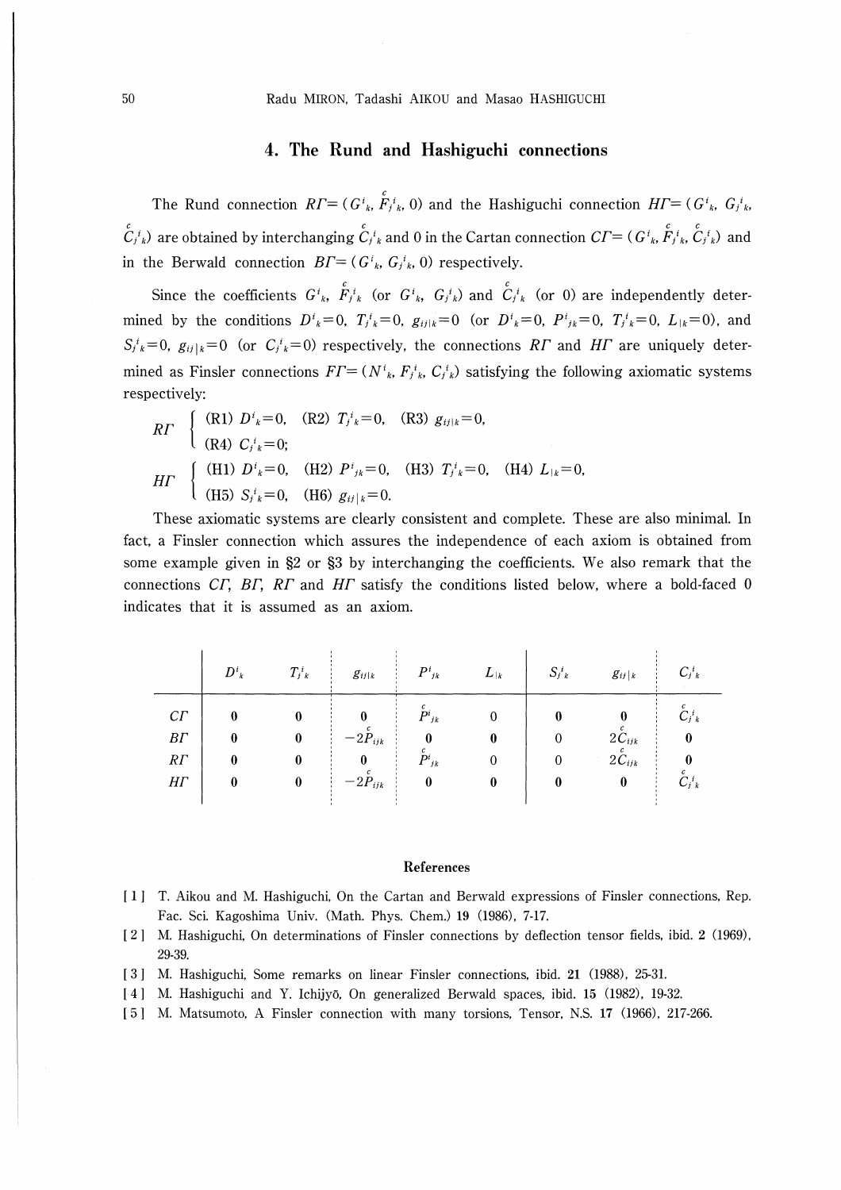## 4. The Rund and Hashiguchi connections

The Rund connection $R\Gamma = (G^i{}_k, \overset{c}{F_j{}^i{}_k}, 0)$ and the Hashiguchi connection $H\Gamma = (G^i{}_k, G_j{}^i{}_k, \overset{c}{C_j{}^i{}_k})$ are obtained by interchanging $\overset{c}{C_j{}^i{}_k}$ and 0 in the Cartan connection $C\Gamma = (G^i{}_k, \overset{c}{F_j{}^i{}_k}, \overset{c}{C_j{}^i{}_k})$ and in the Berwald connection $B\Gamma = (G^i{}_k, G_j{}^i{}_k, 0)$ respectively.

Since the coefficients $G^i{}_k$, $\overset{c}{F_j{}^i{}_k}$ (or $G^i{}_k$, $G_j{}^i{}_k$) and $\overset{c}{C_j{}^i{}_k}$ (or 0) are independently determined by the conditions $D^i{}_k=0$, $T_j{}^i{}_k=0$, $g_{ij|k}=0$ (or $D^i{}_k=0$, $P^i{}_{jk}=0$, $T_j{}^i{}_k=0$, $L_{|k}=0$), and $S_j{}^i{}_k=0$, $g_{ij}|_k=0$ (or $C_j{}^i{}_k=0$) respectively, the connections $R\Gamma$ and $H\Gamma$ are uniquely determined as Finsler connections $F\Gamma = (N^i{}_k, F_j{}^i{}_k, C_j{}^i{}_k)$ satisfying the following axiomatic systems respectively:

$$R\Gamma \begin{cases} \text{(R1) } D^i{}_k=0, \quad \text{(R2) } T_j{}^i{}_k=0, \quad \text{(R3) } g_{ij|k}=0, \\ \text{(R4) } C_j{}^i{}_k=0; \end{cases}$$

$$H\Gamma \begin{cases} \text{(H1) } D^i{}_k=0, \quad \text{(H2) } P^i{}_{jk}=0, \quad \text{(H3) } T_j{}^i{}_k=0, \quad \text{(H4) } L_{|k}=0, \\ \text{(H5) } S_j{}^i{}_k=0, \quad \text{(H6) } g_{ij}|_k=0. \end{cases}$$

These axiomatic systems are clearly consistent and complete. These are also minimal. In fact, a Finsler connection which assures the independence of each axiom is obtained from some example given in §2 or §3 by interchanging the coefficients. We also remark that the connections $C\Gamma$, $B\Gamma$, $R\Gamma$ and $H\Gamma$ satisfy the conditions listed below, where a bold-faced 0 indicates that it is assumed as an axiom.

| | $D^i{}_k$ | $T_j{}^i{}_k$ | $g_{ij\|k}$ | $P^i{}_{jk}$ | $L_{\|k}$ | $S_j{}^i{}_k$ | $g_{ij}\|_k$ | $C_j{}^i{}_k$ |
|---|---|---|---|---|---|---|---|---|
| $C\Gamma$ | **0** | **0** | **0** | $\overset{c}{P^i{}_{jk}}$ | 0 | **0** | **0** | $\overset{c}{C_j{}^i{}_k}$ |
| $B\Gamma$ | **0** | **0** | $-2\overset{c}{P}_{ijk}$ | **0** | **0** | 0 | $2\overset{c}{C}_{ijk}$ | **0** |
| $R\Gamma$ | **0** | **0** | **0** | $\overset{c}{P^i{}_{jk}}$ | 0 | 0 | $2\overset{c}{C}_{ijk}$ | **0** |
| $H\Gamma$ | **0** | **0** | $-2\overset{c}{P}_{ijk}$ | **0** | **0** | **0** | **0** | $\overset{c}{C_j{}^i{}_k}$ |

### References

[1] T. Aikou and M. Hashiguchi, On the Cartan and Berwald expressions of Finsler connections, Rep. Fac. Sci. Kagoshima Univ. (Math. Phys. Chem.) **19** (1986), 7-17.

[2] M. Hashiguchi, On determinations of Finsler connections by deflection tensor fields, ibid. **2** (1969), 29-39.

[3] M. Hashiguchi, Some remarks on linear Finsler connections, ibid. **21** (1988), 25-31.

[4] M. Hashiguchi and Y. Ichijyō, On generalized Berwald spaces, ibid. **15** (1982), 19-32.

[5] M. Matsumoto, A Finsler connection with many torsions, Tensor, N.S. **17** (1966), 217-266.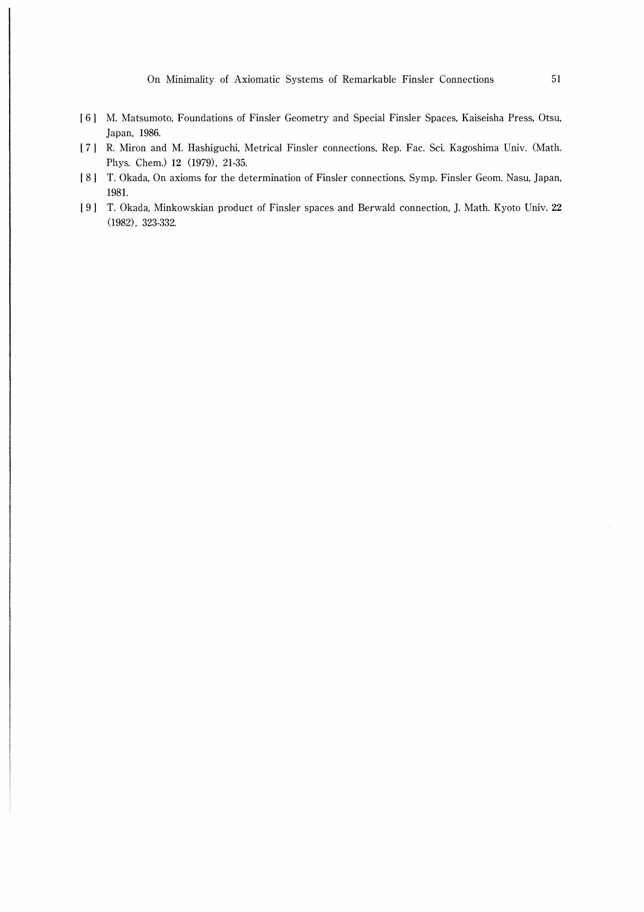[6] M. Matsumoto, Foundations of Finsler Geometry and Special Finsler Spaces, Kaiseisha Press, Otsu, Japan, 1986.

[7] R. Miron and M. Hashiguchi, Metrical Finsler connections, Rep. Fac. Sci. Kagoshima Univ. (Math. Phys. Chem.) **12** (1979), 21-35.

[8] T. Okada, On axioms for the determination of Finsler connections, Symp. Finsler Geom. Nasu, Japan, 1981.

[9] T. Okada, Minkowskian product of Finsler spaces and Berwald connection, J. Math. Kyoto Univ. **22** (1982), 323-332.